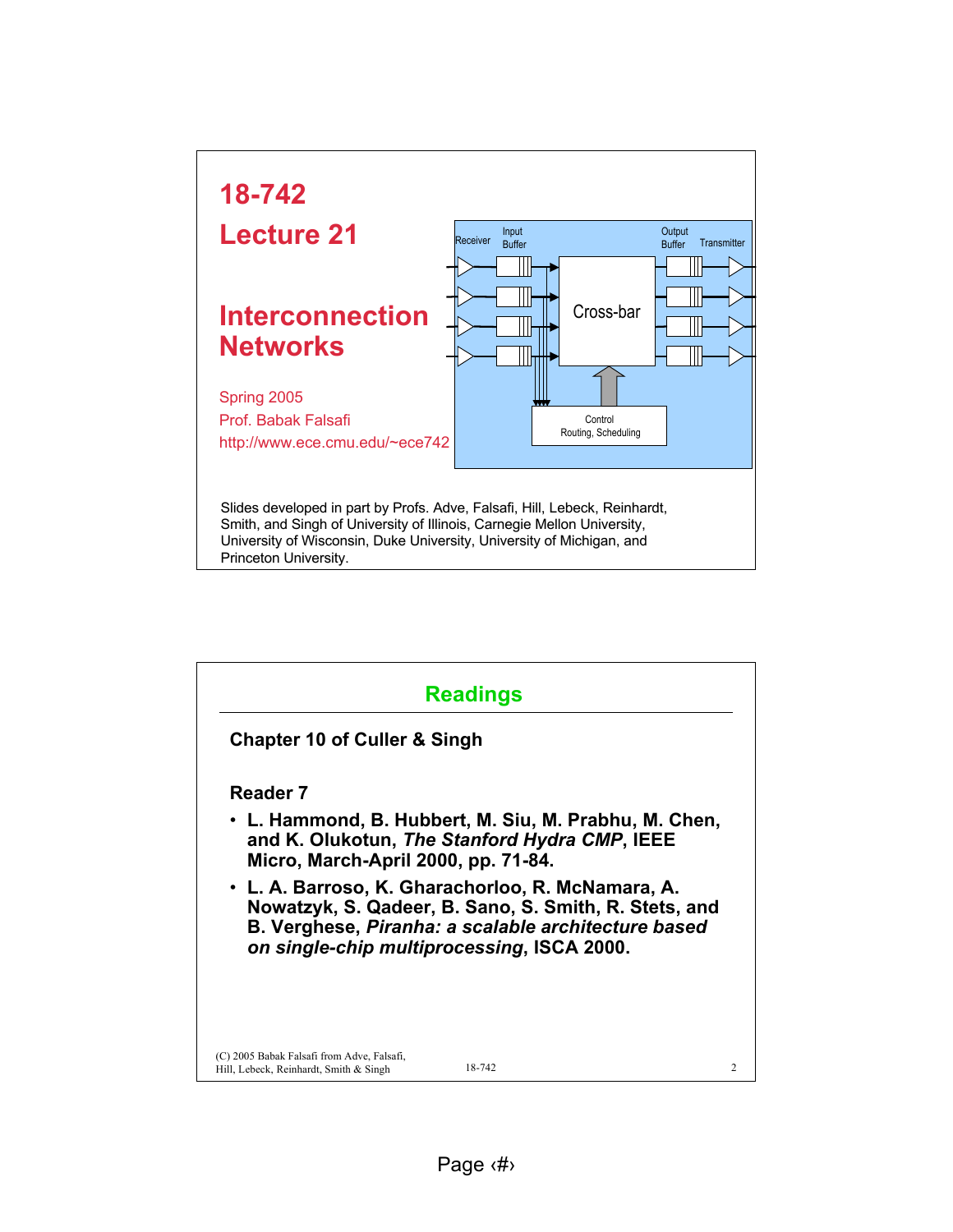# 18-742

# Lecture 21

## Interconnection Networks

Spring 2005

Prof. Babak Falsafi

http://www.ece.cmu.edu/~ece742

Receiver | Input Buffer | Cross-bar | Output Buffer | Transmitter

Control
Routing, Scheduling

Slides developed in part by Profs. Adve, Falsafi, Hill, Lebeck, Reinhardt, Smith, and Singh of University of Illinois, Carnegie Mellon University, University of Wisconsin, Duke University, University of Michigan, and Princeton University.

---

## Readings

**Chapter 10 of Culler & Singh**

**Reader 7**

- **L. Hammond, B. Hubbert, M. Siu, M. Prabhu, M. Chen, and K. Olukotun, *The Stanford Hydra CMP*, IEEE Micro, March-April 2000, pp. 71-84.**
- **L. A. Barroso, K. Gharachorloo, R. McNamara, A. Nowatzyk, S. Qadeer, B. Sano, S. Smith, R. Stets, and B. Verghese, *Piranha: a scalable architecture based on single-chip multiprocessing*, ISCA 2000.**

(C) 2005 Babak Falsafi from Adve, Falsafi, Hill, Lebeck, Reinhardt, Smith & Singh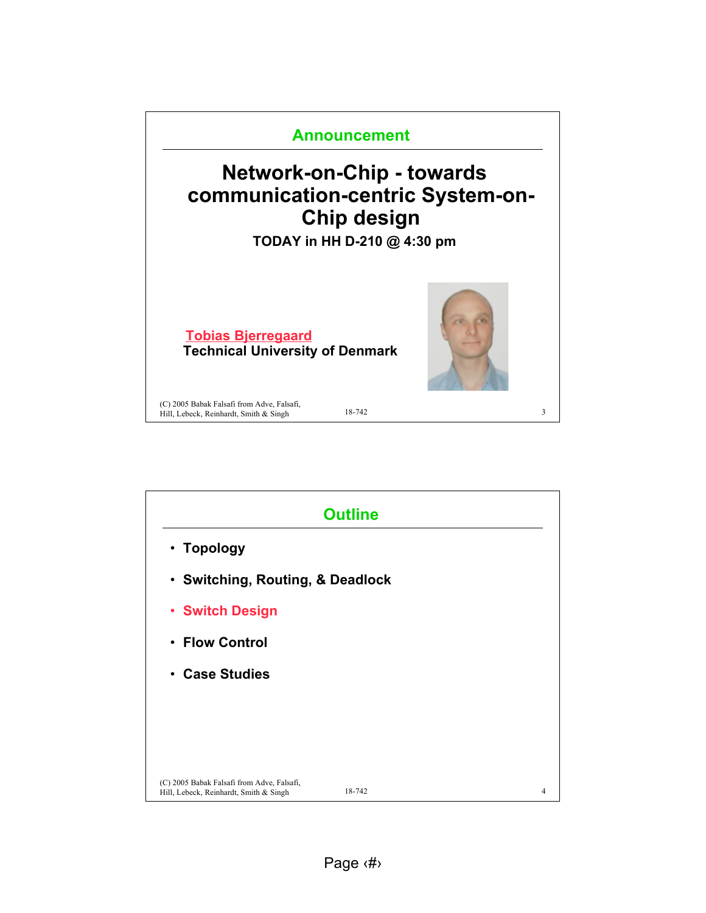## Announcement

# Network-on-Chip - towards communication-centric System-on-Chip design

**TODAY in HH D-210 @ 4:30 pm**

Tobias Bjerregaard
**Technical University of Denmark**

(C) 2005 Babak Falsafi from Adve, Falsafi, Hill, Lebeck, Reinhardt, Smith & Singh

## Outline

- **Topology**
- **Switching, Routing, & Deadlock**
- **Switch Design**
- **Flow Control**
- **Case Studies**

(C) 2005 Babak Falsafi from Adve, Falsafi, Hill, Lebeck, Reinhardt, Smith & Singh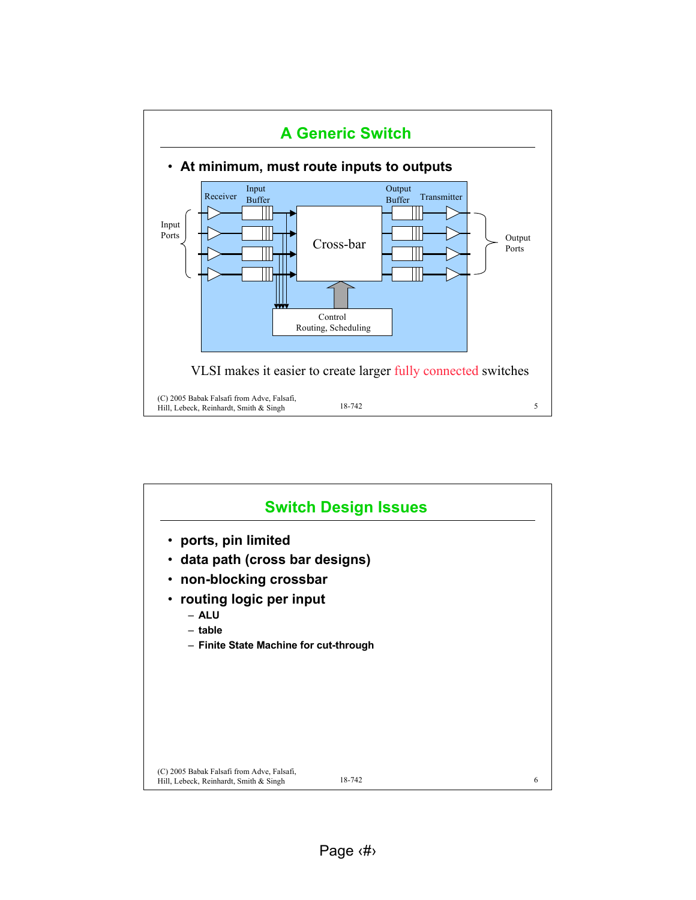## A Generic Switch

- At minimum, must route inputs to outputs

Receiver | Input Buffer | Cross-bar | Output Buffer | Transmitter

Input Ports | Output Ports

Control
Routing, Scheduling

VLSI makes it easier to create larger fully connected switches

## Switch Design Issues

- ports, pin limited
- data path (cross bar designs)
- non-blocking crossbar
- routing logic per input
  - ALU
  - table
  - Finite State Machine for cut-through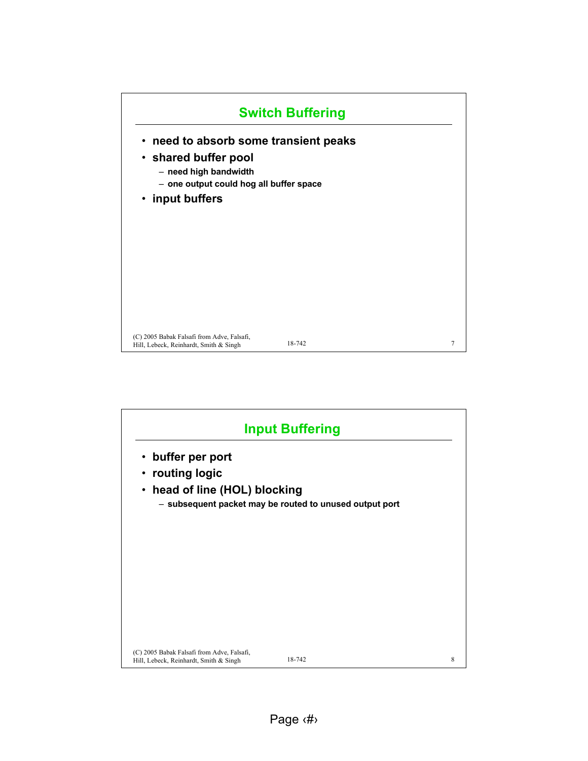## Switch Buffering

- need to absorb some transient peaks
- shared buffer pool
  - need high bandwidth
  - one output could hog all buffer space
- input buffers

## Input Buffering

- buffer per port
- routing logic
- head of line (HOL) blocking
  - subsequent packet may be routed to unused output port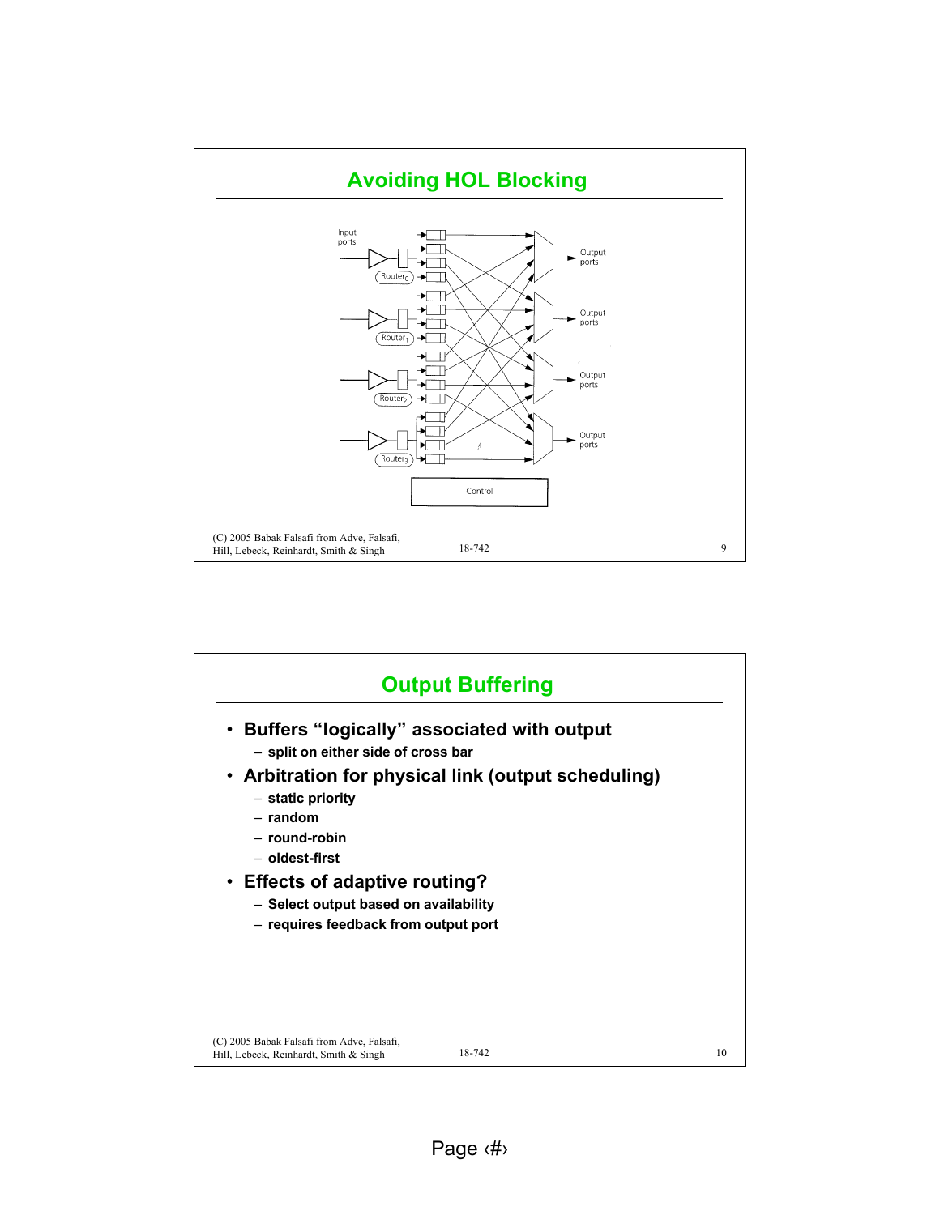## Avoiding HOL Blocking

Input ports

Router$_0$

Router$_1$

Router$_2$

Router$_3$

Output ports

Output ports

Output ports

Output ports

Control

## Output Buffering

- **Buffers "logically" associated with output**
  - split on either side of cross bar
- **Arbitration for physical link (output scheduling)**
  - static priority
  - random
  - round-robin
  - oldest-first
- **Effects of adaptive routing?**
  - Select output based on availability
  - requires feedback from output port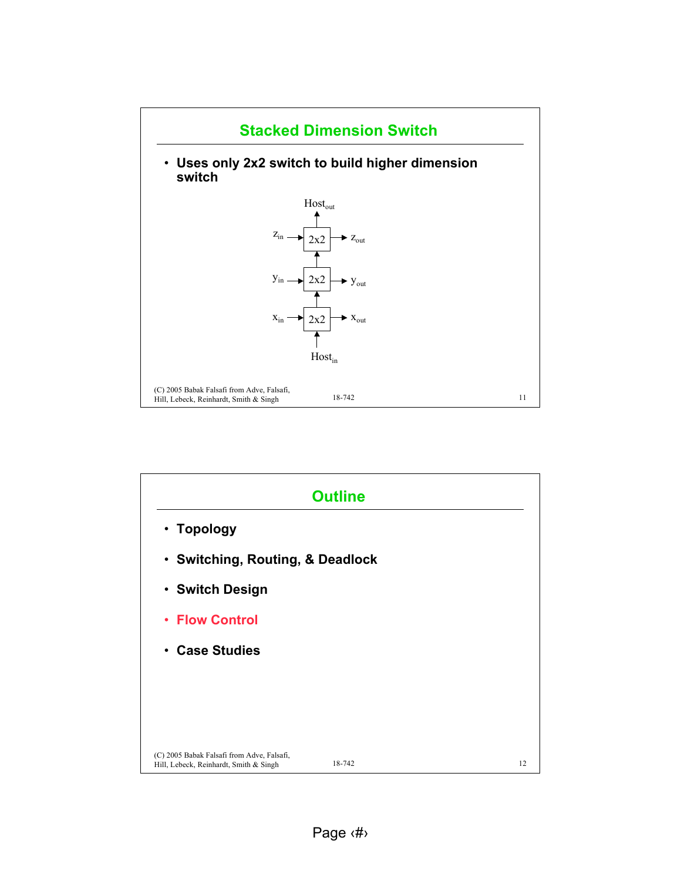## Stacked Dimension Switch

- Uses only 2x2 switch to build higher dimension switch

$Host_{out}$

$z_{in}$ → 2x2 → $z_{out}$

$y_{in}$ → 2x2 → $y_{out}$

$x_{in}$ → 2x2 → $x_{out}$

$Host_{in}$

(C) 2005 Babak Falsafi from Adve, Falsafi, Hill, Lebeck, Reinhardt, Smith & Singh

## Outline

- Topology
- Switching, Routing, & Deadlock
- Switch Design
- Flow Control
- Case Studies

(C) 2005 Babak Falsafi from Adve, Falsafi, Hill, Lebeck, Reinhardt, Smith & Singh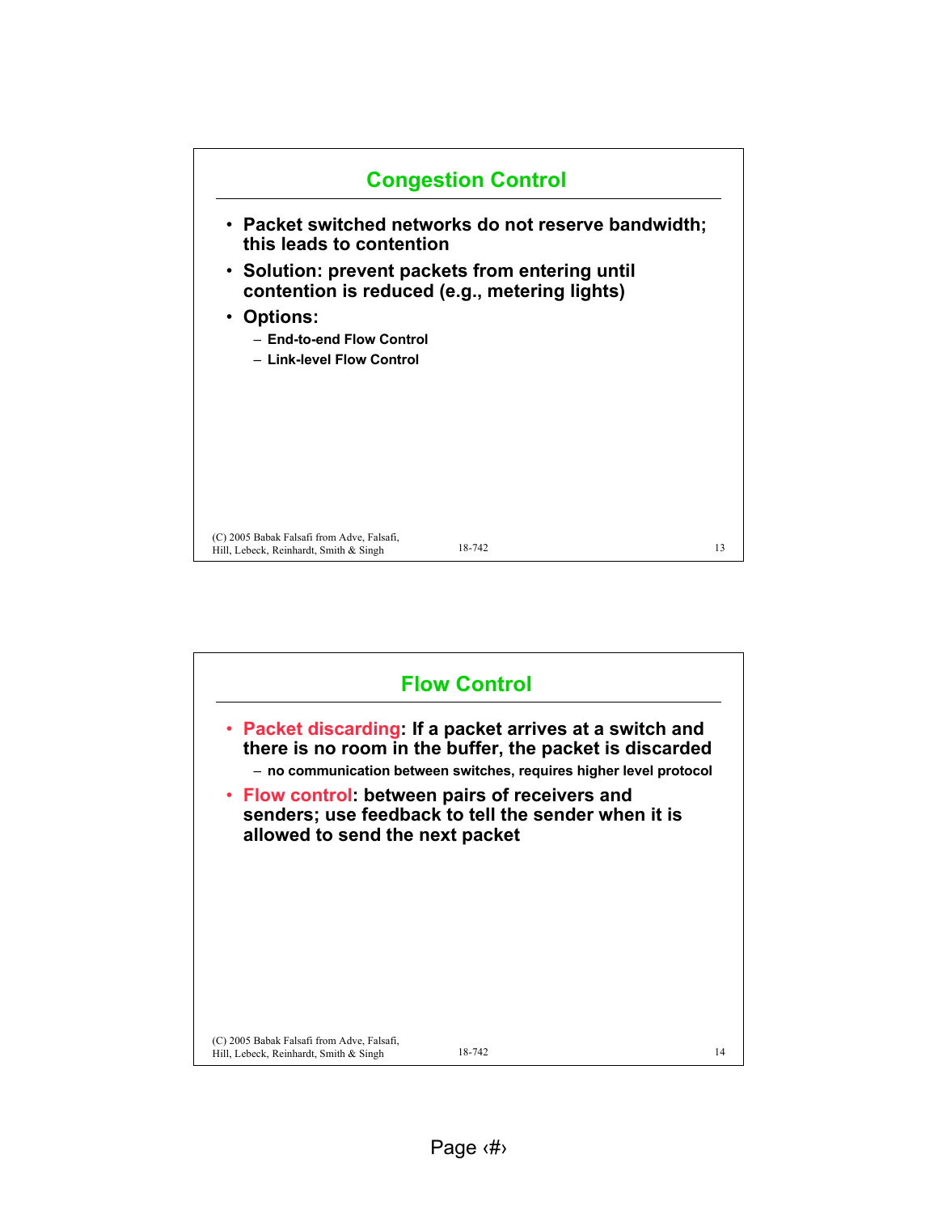## Congestion Control

- Packet switched networks do not reserve bandwidth; this leads to contention
- Solution: prevent packets from entering until contention is reduced (e.g., metering lights)
- Options:
  - End-to-end Flow Control
  - Link-level Flow Control

## Flow Control

- **Packet discarding**: If a packet arrives at a switch and there is no room in the buffer, the packet is discarded
  - no communication between switches, requires higher level protocol
- **Flow control**: between pairs of receivers and senders; use feedback to tell the sender when it is allowed to send the next packet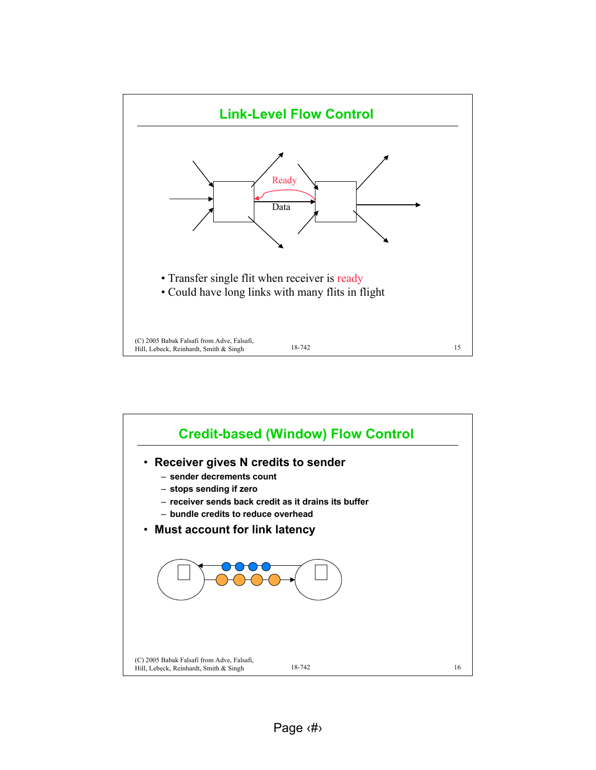## Link-Level Flow Control

Ready

Data

- Transfer single flit when receiver is ready
- Could have long links with many flits in flight

## Credit-based (Window) Flow Control

- **Receiver gives N credits to sender**
  - **sender decrements count**
  - **stops sending if zero**
  - **receiver sends back credit as it drains its buffer**
  - **bundle credits to reduce overhead**
- **Must account for link latency**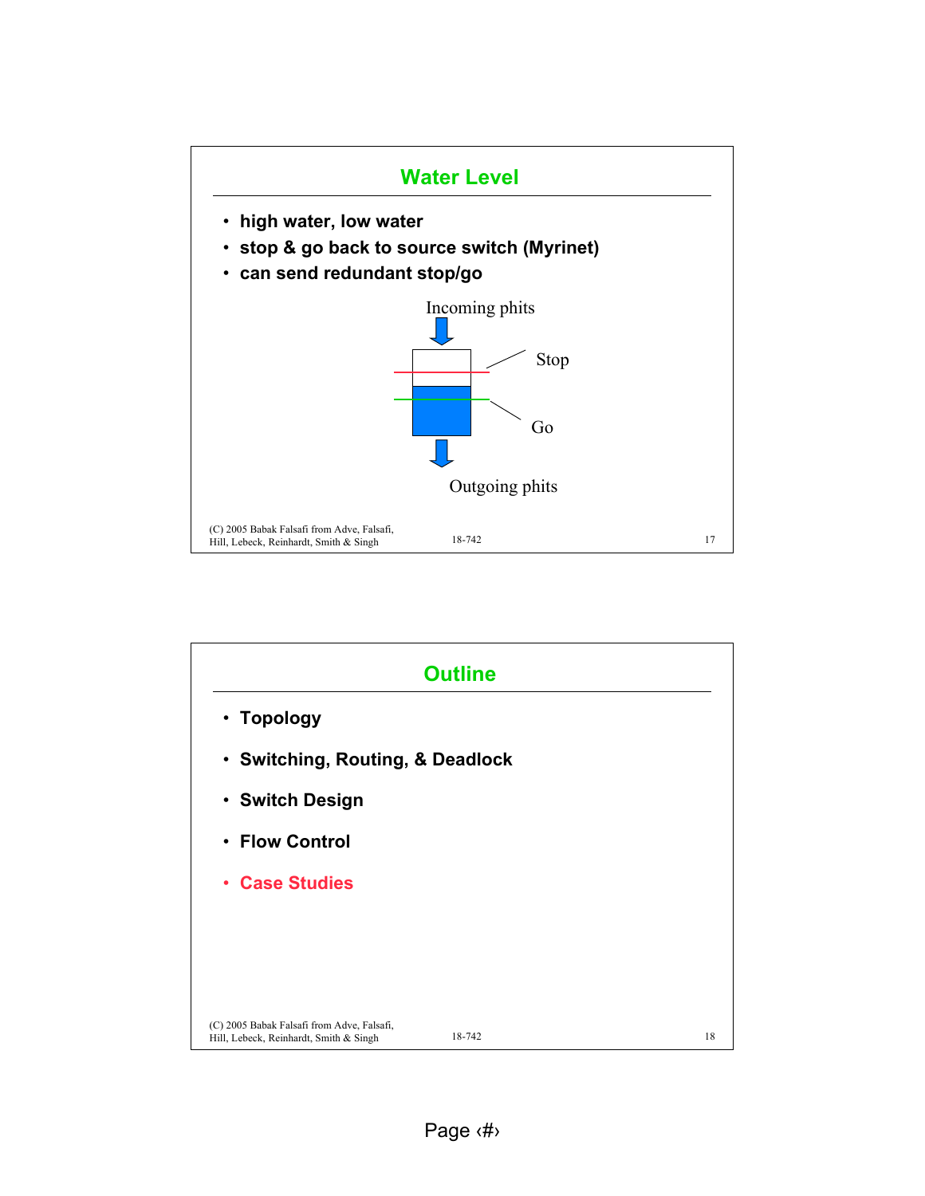## Water Level

- high water, low water
- stop & go back to source switch (Myrinet)
- can send redundant stop/go

Incoming phits

Stop

Go

Outgoing phits

## Outline

- Topology
- Switching, Routing, & Deadlock
- Switch Design
- Flow Control
- Case Studies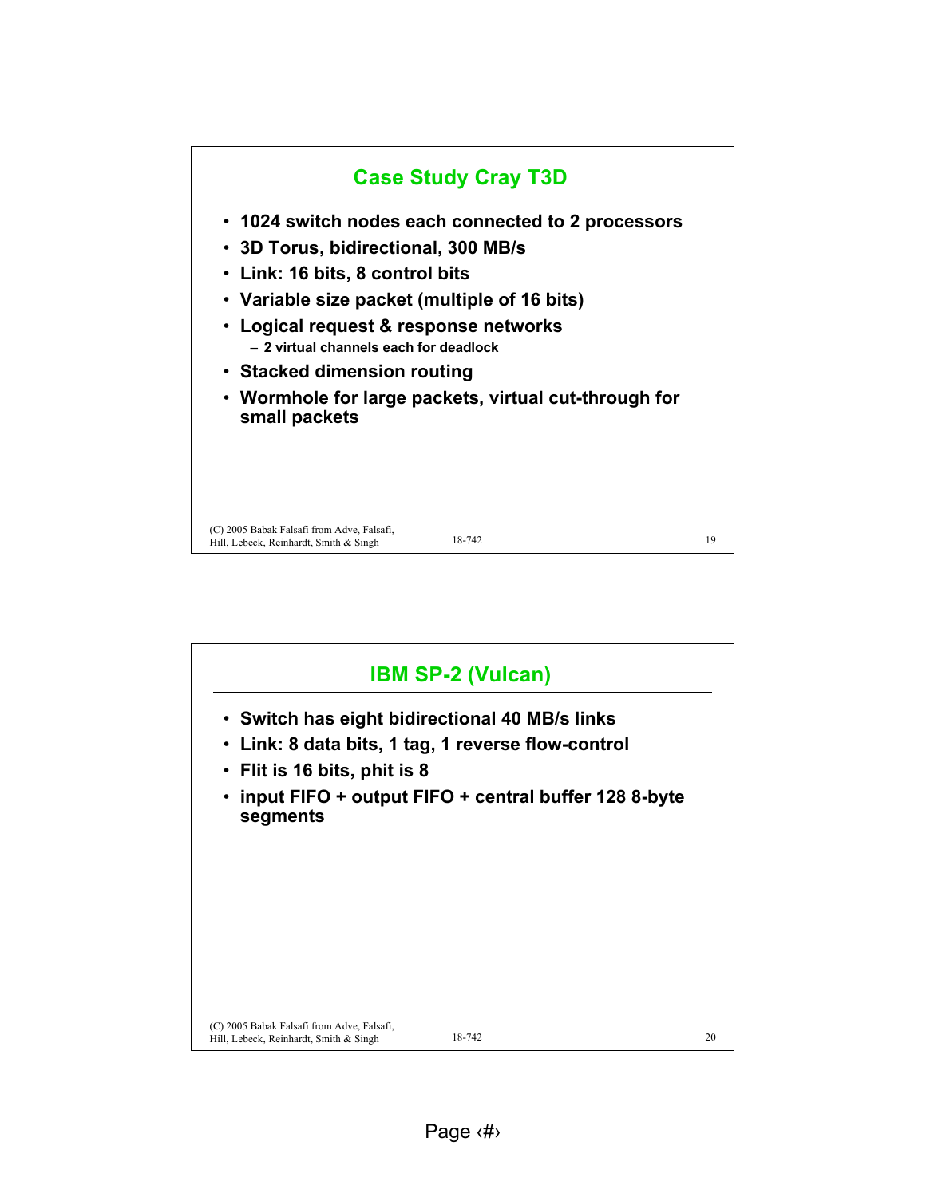## Case Study Cray T3D

- 1024 switch nodes each connected to 2 processors
- 3D Torus, bidirectional, 300 MB/s
- Link: 16 bits, 8 control bits
- Variable size packet (multiple of 16 bits)
- Logical request & response networks
  - 2 virtual channels each for deadlock
- Stacked dimension routing
- Wormhole for large packets, virtual cut-through for small packets

## IBM SP-2 (Vulcan)

- Switch has eight bidirectional 40 MB/s links
- Link: 8 data bits, 1 tag, 1 reverse flow-control
- Flit is 16 bits, phit is 8
- input FIFO + output FIFO + central buffer 128 8-byte segments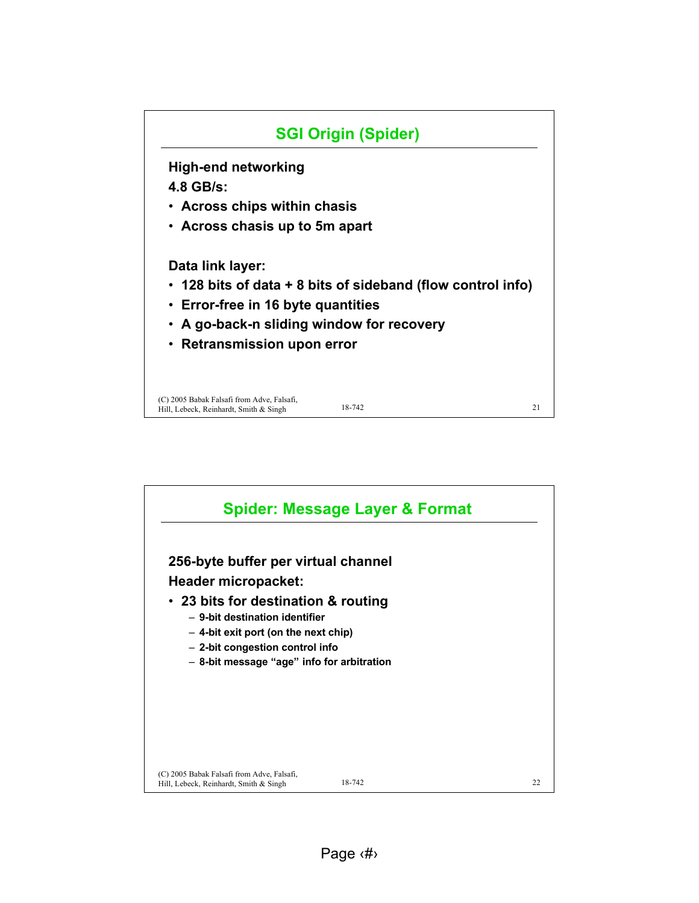## SGI Origin (Spider)

**High-end networking**

**4.8 GB/s:**

- **Across chips within chasis**
- **Across chasis up to 5m apart**

**Data link layer:**

- **128 bits of data + 8 bits of sideband (flow control info)**
- **Error-free in 16 byte quantities**
- **A go-back-n sliding window for recovery**
- **Retransmission upon error**

## Spider: Message Layer & Format

**256-byte buffer per virtual channel**

**Header micropacket:**

- **23 bits for destination & routing**
  - 9-bit destination identifier
  - 4-bit exit port (on the next chip)
  - 2-bit congestion control info
  - 8-bit message "age" info for arbitration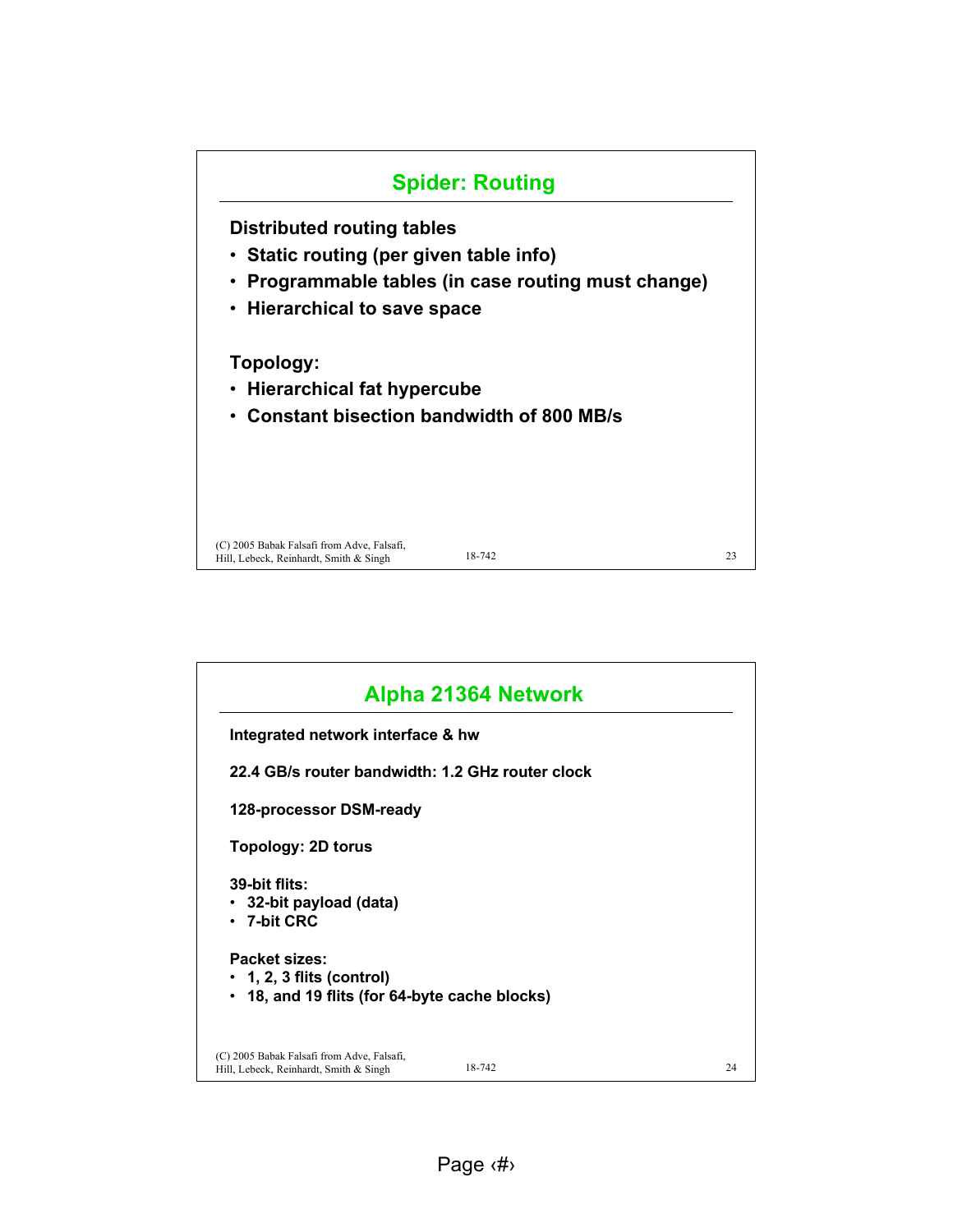## Spider: Routing

**Distributed routing tables**

- **Static routing (per given table info)**
- **Programmable tables (in case routing must change)**
- **Hierarchical to save space**

**Topology:**

- **Hierarchical fat hypercube**
- **Constant bisection bandwidth of 800 MB/s**

## Alpha 21364 Network

**Integrated network interface & hw**

**22.4 GB/s router bandwidth: 1.2 GHz router clock**

**128-processor DSM-ready**

**Topology: 2D torus**

**39-bit flits:**

- **32-bit payload (data)**
- **7-bit CRC**

**Packet sizes:**

- **1, 2, 3 flits (control)**
- **18, and 19 flits (for 64-byte cache blocks)**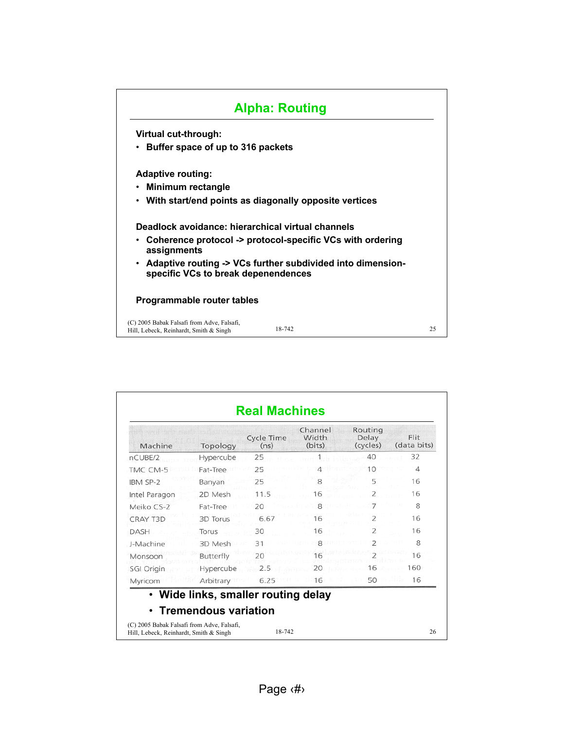## Alpha: Routing

**Virtual cut-through:**

- **Buffer space of up to 316 packets**

**Adaptive routing:**

- **Minimum rectangle**
- **With start/end points as diagonally opposite vertices**

**Deadlock avoidance: hierarchical virtual channels**

- **Coherence protocol -> protocol-specific VCs with ordering assignments**
- **Adaptive routing -> VCs further subdivided into dimension-specific VCs to break depenendences**

**Programmable router tables**

(C) 2005 Babak Falsafi from Adve, Falsafi, Hill, Lebeck, Reinhardt, Smith & Singh

## Real Machines

| Machine | Topology | Cycle Time (ns) | Channel Width (bits) | Routing Delay (cycles) | Flit (data bits) |
|---|---|---|---|---|---|
| nCUBE/2 | Hypercube | 25 | 1 | 40 | 32 |
| TMC CM-5 | Fat-Tree | 25 | 4 | 10 | 4 |
| IBM SP-2 | Banyan | 25 | 8 | 5 | 16 |
| Intel Paragon | 2D Mesh | 11.5 | 16 | 2 | 16 |
| Meiko CS-2 | Fat-Tree | 20 | 8 | 7 | 8 |
| CRAY T3D | 3D Torus | 6.67 | 16 | 2 | 16 |
| DASH | Torus | 30 | 16 | 2 | 16 |
| J-Machine | 3D Mesh | 31 | 8 | 2 | 8 |
| Monsoon | Butterfly | 20 | 16 | 2 | 16 |
| SGI Origin | Hypercube | 2.5 | 20 | 16 | 160 |
| Myricom | Arbitrary | 6.25 | 16 | 50 | 16 |

- **Wide links, smaller routing delay**
- **Tremendous variation**

(C) 2005 Babak Falsafi from Adve, Falsafi, Hill, Lebeck, Reinhardt, Smith & Singh